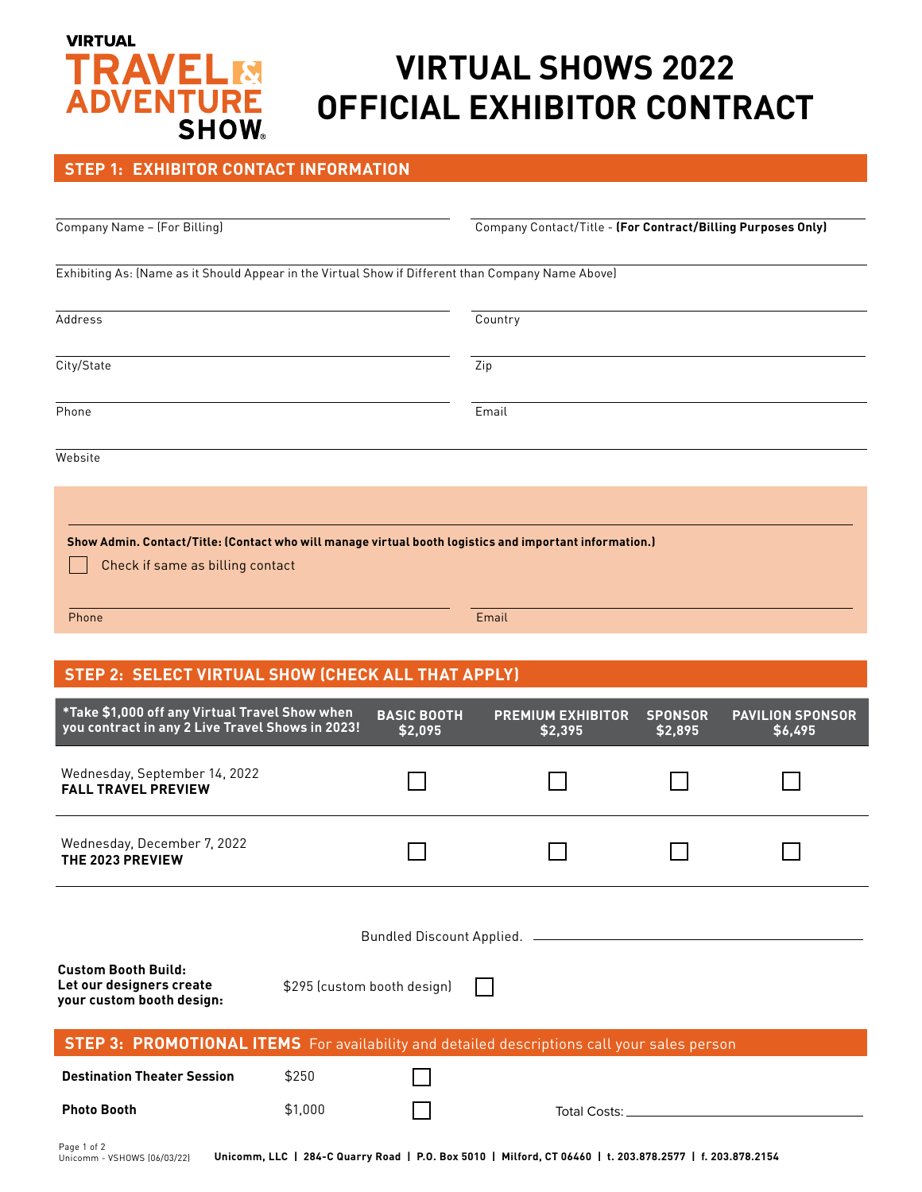# VIRTUAL TRAVEL & ADVENTURE SHOW

# VIRTUAL SHOWS 2022 OFFICIAL EXHIBITOR CONTRACT

## STEP 1: EXHIBITOR CONTACT INFORMATION

Company Name – (For Billing) ______________________

Company Contact/Title - **(For Contract/Billing Purposes Only)** ______________________

Exhibiting As: (Name as it Should Appear in the Virtual Show if Different than Company Name Above) ______________________

Address ______________________

Country ______________________

City/State ______________________

Zip ______________________

Phone ______________________

Email ______________________

Website ______________________

**Show Admin. Contact/Title: (Contact who will manage virtual booth logistics and important information.)** ______________________

☐ Check if same as billing contact

Phone ______________________

Email ______________________

## STEP 2: SELECT VIRTUAL SHOW (CHECK ALL THAT APPLY)

| *Take $1,000 off any Virtual Travel Show when you contract in any 2 Live Travel Shows in 2023! | BASIC BOOTH $2,095 | PREMIUM EXHIBITOR $2,395 | SPONSOR $2,895 | PAVILION SPONSOR $6,495 |
|---|---|---|---|---|
| Wednesday, September 14, 2022 **FALL TRAVEL PREVIEW** | ☐ | ☐ | ☐ | ☐ |
| Wednesday, December 7, 2022 **THE 2023 PREVIEW** | ☐ | ☐ | ☐ | ☐ |

Bundled Discount Applied. ______________________

**Custom Booth Build: Let our designers create your custom booth design:** $295 (custom booth design) ☐

## STEP 3: PROMOTIONAL ITEMS
For availability and detailed descriptions call your sales person

| | | |
|---|---|---|
| **Destination Theater Session** | $250 | ☐ |
| **Photo Booth** | $1,000 | ☐ |

Total Costs: ______________________

Unicomm - VSHOWS (06/03/22)

Unicomm, LLC | 284-C Quarry Road | P.O. Box 5010 | Milford, CT 06460 | t. 203.878.2577 | f. 203.878.2154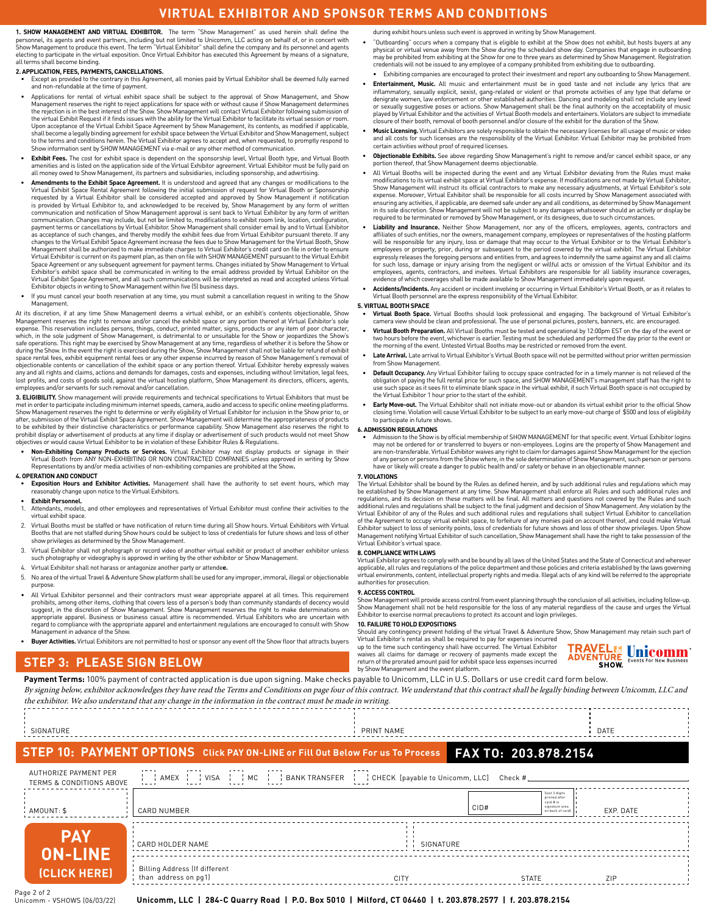# VIRTUAL EXHIBITOR AND SPONSOR TERMS AND CONDITIONS

**1. SHOW MANAGEMENT AND VIRTUAL EXHIBITOR.** The term "Show Management" as used herein shall define the personnel, its agents and event partners, including but not limited to Unicomm, LLC acting on behalf of, or in concert with Show Management to produce this event. The term "Virtual Exhibitor" shall define the company and its personnel and agents electing to participate in the virtual exposition. Once Virtual Exhibitor has executed this Agreement by means of a signature, all terms shall become binding.

**2. APPLICATION, FEES, PAYMENTS, CANCELLATIONS.**

- Except as provided to the contrary in this Agreement, all monies paid by Virtual Exhibitor shall be deemed fully earned and non-refundable at the time of payment.
- Applications for rental of virtual exhibit space shall be subject to the approval of Show Management, and Show Management reserves the right to reject applications for space with or without cause if Show Management determines the rejection is in the best interest of the Show. Show Management will contact Virtual Exhibitor following submission of the virtual Exhibit Request if it finds issues with the ability for the Virtual Exhibitor to facilitate its virtual session or room. Upon acceptance of the Virtual Exhibit Space Agreement by Show Management, its contents, as modified if applicable, shall become a legally binding agreement for exhibit space between the Virtual Exhibitor and Show Management, subject to the terms and conditions herein. The Virtual Exhibitor agrees to accept and, when requested, to promptly respond to Show information sent by SHOW MANAGEMENT via e-mail or any other method of communication.
- **Exhibit Fees.** The cost for exhibit space is dependent on the sponsorship level, Virtual Booth type, and Virtual Booth amenities and is listed on the application side of the Virtual Exhibitor agreement. Virtual Exhibitor must be fully paid on all money owed to Show Management, its partners and subsidiaries, including sponsorship, and advertising.
- **Amendments to the Exhibit Space Agreement.** It is understood and agreed that any changes or modifications to the Virtual Exhibit Space Rental Agreement following the initial submission of request for Virtual Booth or Sponsorship requested by a Virtual Exhibitor shall be considered accepted and approved by Show Management if notification is provided by Virtual Exhibitor to, and acknowledged to be received by, Show Management by any form of written communication and notification of Show Management approval is sent back to Virtual Exhibitor by any form of written communication. Changes may include, but not be limited to, modifications to exhibit room link, location, configuration, payment terms or cancellations by Virtual Exhibitor. Show Management shall consider email by and to Virtual Exhibitor as acceptance of such changes, and thereby modify the exhibit fees due from Virtual Exhibitor pursuant thereto. If any changes to the Virtual Exhibit Space Agreement increase the fees due to Show Management for the Virtual Booth, Show Management shall be authorized to make immediate charges to Virtual Exhibitor's credit card on file in order to ensure Virtual Exhibitor is current on its payment plan, as then on file with SHOW MANAGEMENT pursuant to the Virtual Exhibit Space Agreement or any subsequent agreement for payment terms. Changes initiated by Show Management to Virtual Exhibitor's exhibit space shall be communicated in writing to the email address provided by Virtual Exhibitor on the Virtual Exhibit Space Agreement, and all such communications will be interpreted as read and accepted unless Virtual Exhibitor objects in writing to Show Management within five (5) business days.
- If you must cancel your booth reservation at any time, you must submit a cancellation request in writing to the Show Management.

At its discretion, if at any time Show Management deems a virtual exhibit, or an exhibit's contents objectionable, Show Management reserves the right to remove and/or cancel the exhibit space or any portion thereof at Virtual Exhibitor's sole expense. This reservation includes persons, things, conduct, printed matter, signs, products or any item of poor character, which, in the sole judgment of Show Management, is detrimental to or unsuitable for the Show or jeopardizes the Show's safe operations. This right may be exercised by Show Management at any time, regardless of whether it is before the Show or during the Show. In the event the right is exercised during the Show, Show Management shall not be liable for refund of exhibit space rental fees, exhibit equipment rental fees or any other expense incurred by reason of Show Management's removal of objectionable contents or cancellation of the exhibit space or any portion thereof. Virtual Exhibitor hereby expressly waives any and all rights and claims, actions and demands for damages, costs and expenses, including without limitation, legal fees, lost profits, and costs of goods sold, against the virtual hosting platform, Show Management its directors, officers, agents, employees and/or servants for such removal and/or cancellation.

**3. ELIGIBILITY.** Show management will provide requirements and technical specifications to Virtual Exhibitors that must be met in order to participate including minimum internet speeds, camera, audio and access to specific online meeting platforms. Show Management reserves the right to determine or verify eligibility of Virtual Exhibitor for inclusion in the Show prior to, or after, submission of the Virtual Exhibit Space Agreement. Show Management will determine the appropriateness of products to be exhibited by their distinctive characteristics or performance capability. Show Management also reserves the right to prohibit display or advertisement of products at any time if display or advertisement of such products would not meet Show objectives or would cause Virtual Exhibitor to be in violation of these Exhibitor Rules & Regulations.

- **Non-Exhibiting Company Products or Services.** Virtual Exhibitor may not display products or signage in their Virtual Booth from ANY NON-EXHIBITING OR NON CONTRACTED COMPANIES unless approved in writing by Show Representations by and/or media activities of non-exhibiting companies are prohibited at the Show**.**

**4. OPERATION AND CONDUCT**

- **Exposition Hours and Exhibitor Activities.** Management shall have the authority to set event hours, which may reasonably change upon notice to the Virtual Exhibitors.
- **Exhibit Personnel.**

1. Attendants, models, and other employees and representatives of Virtual Exhibitor must confine their activities to the virtual exhibit space.
2. Virtual Booths must be staffed or have notification of return time during all Show hours. Virtual Exhibitors with Virtual Booths that are not staffed during Show hours could be subject to loss of credentials for future shows and loss of other show privileges as determined by the Show Management.
3. Virtual Exhibitor shall not photograph or record video of another virtual exhibit or product of another exhibitor unless such photography or videography is approved in writing by the other exhibitor or Show Management.
4. Virtual Exhibitor shall not harass or antagonize another party or attende**e.**
5. No area of the virtual Travel & Adventure Show platform shall be used for any improper, immoral, illegal or objectionable purpose.

- All Virtual Exhibitor personnel and their contractors must wear appropriate apparel at all times. This requirement prohibits, among other items, clothing that covers less of a person's body than community standards of decency would suggest, in the discretion of Show Management. Show Management reserves the right to make determinations on appropriate apparel. Business or business casual attire is recommended. Virtual Exhibitors who are uncertain with regard to compliance with the appropriate apparel and entertainment regulations are encouraged to consult with Show Management in advance of the Show.
- **Buyer Activities.** Virtual Exhibitors are not permitted to host or sponsor any event off the Show floor that attracts buyers during exhibit hours unless such event is approved in writing by Show Management.
- "Outboarding" occurs when a company that is eligible to exhibit at the Show does not exhibit, but hosts buyers at any physical or virtual venue away from the Show during the scheduled show day. Companies that engage in outboarding may be prohibited from exhibiting at the Show for one to three years as determined by Show Management. Registration credentials will not be issued to any employee of a company prohibited from exhibiting due to outboarding.
  - Exhibiting companies are encouraged to protect their investment and report any outboarding to Show Management.
- **Entertainment, Music.** All music and entertainment must be in good taste and not include any lyrics that are inflammatory, sexually explicit, sexist, gang-related or violent or that promote activities of any type that defame or denigrate women, law enforcement or other established authorities. Dancing and modeling shall not include any lewd or sexually suggestive poses or actions. Show Management shall be the final authority on the acceptability of music played by Virtual Exhibitor and the activities of Virtual Booth models and entertainers. Violators are subject to immediate closure of their booth, removal of booth personnel and/or closure of the exhibit for the duration of the Show.
- **Music Licensing.** Virtual Exhibitors are solely responsible to obtain the necessary licenses for all usage of music or video and all costs for such licenses are the responsibility of the Virtual Exhibitor. Virtual Exhibitors may be prohibited from certain activities without proof of required licenses.
- **Objectionable Exhibits.** See above regarding Show Management's right to remove and/or cancel exhibit space, or any portion thereof, that Show Management deems objectionable.
- All Virtual Booths will be inspected during the event and any Virtual Exhibitor deviating from the Rules must make modifications to its virtual exhibit space at Virtual Exhibitor's expense. If modifications are not made by Virtual Exhibitor, Show Management will instruct its official contractors to make any necessary adjustments, at Virtual Exhibitor's sole expense. Moreover, Virtual Exhibitor shall be responsible for all costs incurred by Show Management associated with ensuring any activities, if applicable, are deemed safe under any and all conditions, as determined by Show Management in its sole discretion. Show Management will not be subject to any damages whatsoever should an activity or display be required to be terminated or removed by Show Management, or its designees, due to such circumstances.
- **Liability and Insurance.** Neither Show Management, nor any of the officers, employees, agents, contractors and affiliates of such entities, nor the owners, management company, employees or representatives of the hosting platform will be responsible for any injury, loss or damage that may occur to the Virtual Exhibitor or to the Virtual Exhibitor's employees or property, prior, during or subsequent to the period covered by the virtual exhibit. The Virtual Exhibitor expressly releases the foregoing persons and entities from, and agrees to indemnify the same against any and all claims for such loss, damage or injury arising from the negligent or willful acts or omission of the Virtual Exhibitor and its employees, agents, contractors, and invitees. Virtual Exhibitors are responsible for all liability insurance coverages, evidence of which coverages shall be made available to Show Management immediately upon request.
- **Accidents/Incidents.** Any accident or incident involving or occurring in Virtual Exhibitor's Virtual Booth, or as it relates to Virtual Booth personnel are the express responsibility of the Virtual Exhibitor.

**5. VIRTUAL BOOTH SPACE**

- **Virtual Booth Space.** Virtual Booths should look professional and engaging. The background of Virtual Exhibitor's camera view should be clean and professional. The use of personal pictures, posters, banners, etc. are encouraged.
- **Virtual Booth Preparation.** All Virtual Booths must be tested and operational by 12:00pm EST on the day of the event or two hours before the event, whichever is earlier. Testing must be scheduled and performed the day prior to the event or the morning of the event. Untested Virtual Booths may be restricted or removed from the event.
- **Late Arrival.** Late arrival to Virtual Exhibitor's Virtual Booth space will not be permitted without prior written permission from Show Management.
- **Default Occupancy.** Any Virtual Exhibitor failing to occupy space contracted for in a timely manner is not relieved of the obligation of paying the full rental price for such space, and SHOW MANAGEMENT's management staff has the right to use such space as it sees fit to eliminate blank space in the virtual exhibit, if such Virtual Booth space is not occupied by the Virtual Exhibitor 1 hour prior to the start of the exhibit.
- **Early Move-out.** The Virtual Exhibitor shall not initiate move-out or abandon its virtual exhibit prior to the official Show closing time. Violation will cause Virtual Exhibitor to be subject to an early move-out charge of $500 and loss of eligibility to participate in future shows.

**6. ADMISSION REGULATIONS**

- Admission to the Show is by official membership of SHOW MANAGEMENT for that specific event. Virtual Exhibitor logins may not be ordered for or transferred to buyers or non-employees. Logins are the property of Show Management and are non-transferable. Virtual Exhibitor waives any right to claim for damages against Show Management for the ejection of any person or persons from the Show where, in the sole determination of Show Management, such person or persons have or likely will create a danger to public health and/ or safety or behave in an objectionable manner.

**7. VIOLATIONS**

The Virtual Exhibitor shall be bound by the Rules as defined herein, and by such additional rules and regulations which may be established by Show Management at any time. Show Management shall enforce all Rules and such additional rules and regulations, and its decision on these matters will be final. All matters and questions not covered by the Rules and such additional rules and regulations shall be subject to the final judgment and decision of Show Management. Any violation by the Virtual Exhibitor of any of the Rules and such additional rules and regulations shall subject Virtual Exhibitor to cancellation of the Agreement to occupy virtual exhibit space, to forfeiture of any monies paid on account thereof, and could make Virtual Exhibitor subject to loss of seniority points, loss of credentials for future shows and loss of other show privileges. Upon Show Management notifying Virtual Exhibitor of such cancellation, Show Management shall have the right to take possession of the Virtual Exhibitor's virtual space.

**8. COMPLIANCE WITH LAWS**

Virtual Exhibitor agrees to comply with and be bound by all laws of the United States and the State of Connecticut and wherever applicable, all rules and regulations of the police department and those policies and criteria established by the laws governing virtual environments, content, intellectual property rights and media. Illegal acts of any kind will be referred to the appropriate authorities for prosecution.

**9. ACCESS CONTROL**

Show Management will provide access control from event planning through the conclusion of all activities, including follow-up. Show Management shall not be held responsible for the loss of any material regardless of the cause and urges the Virtual Exhibitor to exercise normal precautions to protect its account and login privileges.

**10. FAILURE TO HOLD EXPOSITIONS**

Should any contingency prevent holding of the virtual Travel & Adventure Show, Show Management may retain such part of Virtual Exhibitor's rental as shall be required to pay for expenses incurred up to the time such contingency shall have occurred. The Virtual Exhibitor waives all claims for damage or recovery of payments made except the return of the prorated amount paid for exhibit space less expenses incurred by Show Management and the event platform.

TRAVEL & ADVENTURE SHOW. Unicomm Events For New Business

## STEP 3: PLEASE SIGN BELOW

**Payment Terms:** 100% payment of contracted application is due upon signing. Make checks payable to Unicomm, LLC in U.S. Dollars or use credit card form below.

*By signing below, exhibitor acknowledges they have read the Terms and Conditions on page four of this contract. We understand that this contract shall be legally binding between Unicomm, LLC and the exhibitor. We also understand that any change in the information in the contract must be made in writing.*

SIGNATURE ____________ PRINT NAME ____________ DATE ____________

## STEP 10: PAYMENT OPTIONS Click PAY ON-LINE or Fill Out Below For us To Process — FAX TO: 203.878.2154

AUTHORIZE PAYMENT PER TERMS & CONDITIONS ABOVE: ☐ AMEX ☐ VISA ☐ MC ☐ BANK TRANSFER ☐ CHECK [payable to Unicomm, LLC] Check # ____________

AMOUNT: $ ____________ CARD NUMBER ____________ CID# ____________ (last 3 digits printed after card # in signature area on back of card) EXP. DATE ____________

**PAY ON-LINE (CLICK HERE)**

CARD HOLDER NAME ____________ SIGNATURE ____________

Billing Address (If different than address on pg1) ____________ CITY ____________ STATE ____________ ZIP ____________

Unicomm - VSHOWS (06/03/22)

**Unicomm, LLC | 284-C Quarry Road | P.O. Box 5010 | Milford, CT 06460 | t. 203.878.2577 | f. 203.878.2154**